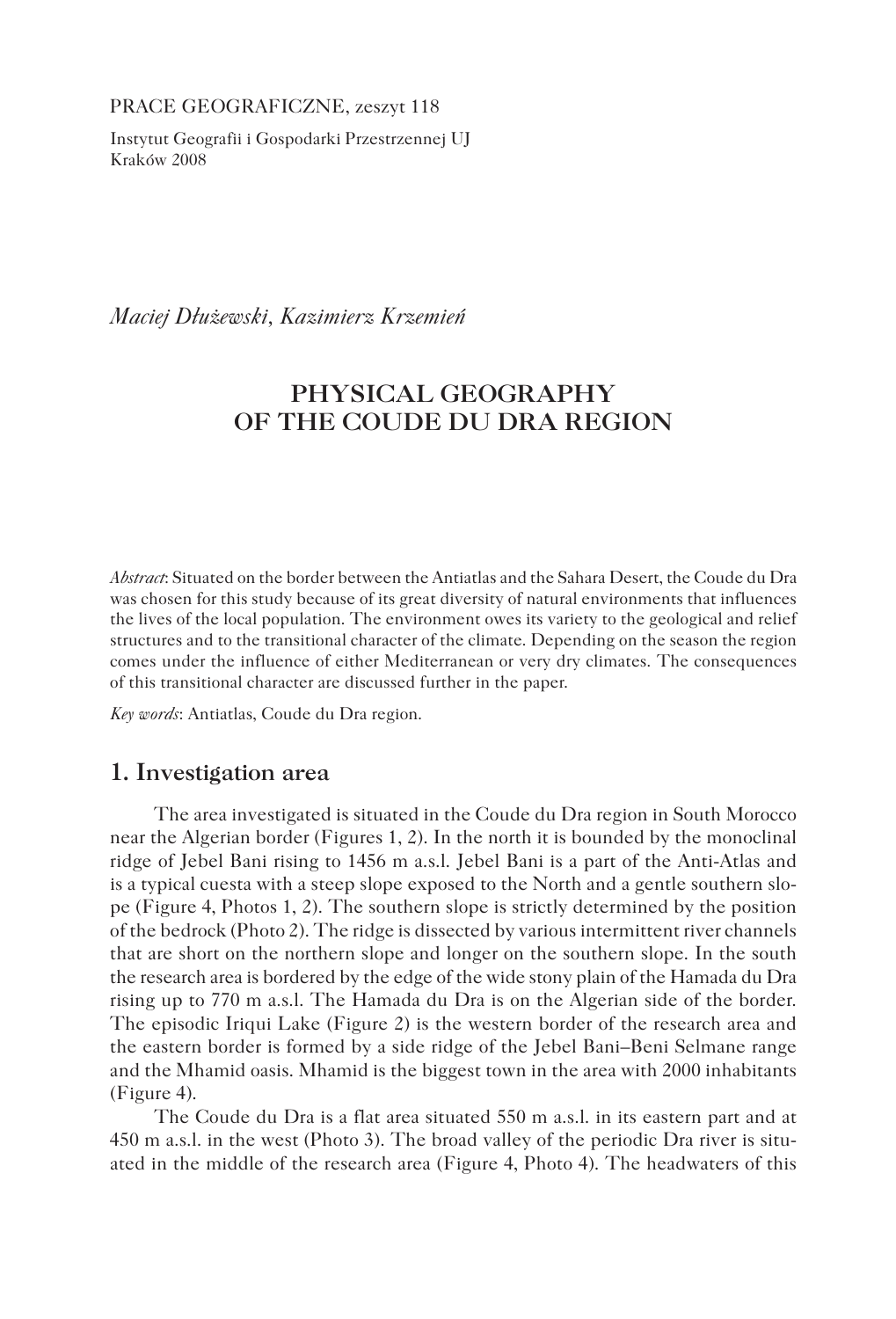PRACE GEOGRAFICZNE, zeszyt 118

Instytut Geografii i Gospodarki Przestrzennej UJ
Kraków 2008

*Maciej Dłużewski, Kazimierz Krzemień*

# PHYSICAL GEOGRAPHY OF THE COUDE DU DRA REGION

*Abstract*: Situated on the border between the Antiatlas and the Sahara Desert, the Coude du Dra was chosen for this study because of its great diversity of natural environments that influences the lives of the local population. The environment owes its variety to the geological and relief structures and to the transitional character of the climate. Depending on the season the region comes under the influence of either Mediterranean or very dry climates. The consequences of this transitional character are discussed further in the paper.

*Key words*: Antiatlas, Coude du Dra region.

## 1. Investigation area

The area investigated is situated in the Coude du Dra region in South Morocco near the Algerian border (Figures 1, 2). In the north it is bounded by the monoclinal ridge of Jebel Bani rising to 1456 m a.s.l. Jebel Bani is a part of the Anti-Atlas and is a typical cuesta with a steep slope exposed to the North and a gentle southern slope (Figure 4, Photos 1, 2). The southern slope is strictly determined by the position of the bedrock (Photo 2). The ridge is dissected by various intermittent river channels that are short on the northern slope and longer on the southern slope. In the south the research area is bordered by the edge of the wide stony plain of the Hamada du Dra rising up to 770 m a.s.l. The Hamada du Dra is on the Algerian side of the border. The episodic Iriqui Lake (Figure 2) is the western border of the research area and the eastern border is formed by a side ridge of the Jebel Bani–Beni Selmane range and the Mhamid oasis. Mhamid is the biggest town in the area with 2000 inhabitants (Figure 4).

The Coude du Dra is a flat area situated 550 m a.s.l. in its eastern part and at 450 m a.s.l. in the west (Photo 3). The broad valley of the periodic Dra river is situated in the middle of the research area (Figure 4, Photo 4). The headwaters of this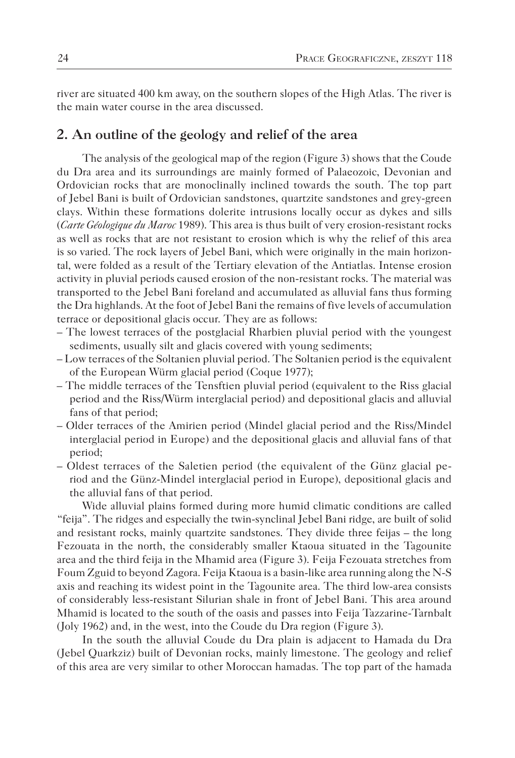river are situated 400 km away, on the southern slopes of the High Atlas. The river is the main water course in the area discussed.

## 2. An outline of the geology and relief of the area

The analysis of the geological map of the region (Figure 3) shows that the Coude du Dra area and its surroundings are mainly formed of Palaeozoic, Devonian and Ordovician rocks that are monoclinally inclined towards the south. The top part of Jebel Bani is built of Ordovician sandstones, quartzite sandstones and grey-green clays. Within these formations dolerite intrusions locally occur as dykes and sills (*Carte Géologique du Maroc* 1989). This area is thus built of very erosion-resistant rocks as well as rocks that are not resistant to erosion which is why the relief of this area is so varied. The rock layers of Jebel Bani, which were originally in the main horizontal, were folded as a result of the Tertiary elevation of the Antiatlas. Intense erosion activity in pluvial periods caused erosion of the non-resistant rocks. The material was transported to the Jebel Bani foreland and accumulated as alluvial fans thus forming the Dra highlands. At the foot of Jebel Bani the remains of five levels of accumulation terrace or depositional glacis occur. They are as follows:

- The lowest terraces of the postglacial Rharbien pluvial period with the youngest sediments, usually silt and glacis covered with young sediments;
- Low terraces of the Soltanien pluvial period. The Soltanien period is the equivalent of the European Würm glacial period (Coque 1977);
- The middle terraces of the Tensftien pluvial period (equivalent to the Riss glacial period and the Riss/Würm interglacial period) and depositional glacis and alluvial fans of that period;
- Older terraces of the Amirien period (Mindel glacial period and the Riss/Mindel interglacial period in Europe) and the depositional glacis and alluvial fans of that period;
- Oldest terraces of the Saletien period (the equivalent of the Günz glacial period and the Günz-Mindel interglacial period in Europe), depositional glacis and the alluvial fans of that period.

Wide alluvial plains formed during more humid climatic conditions are called "feija". The ridges and especially the twin-synclinal Jebel Bani ridge, are built of solid and resistant rocks, mainly quartzite sandstones. They divide three feijas – the long Fezouata in the north, the considerably smaller Ktaoua situated in the Tagounite area and the third feija in the Mhamid area (Figure 3). Feija Fezouata stretches from Foum Zguid to beyond Zagora. Feija Ktaoua is a basin-like area running along the N-S axis and reaching its widest point in the Tagounite area. The third low-area consists of considerably less-resistant Silurian shale in front of Jebel Bani. This area around Mhamid is located to the south of the oasis and passes into Feija Tazzarine-Tarnbalt (Joly 1962) and, in the west, into the Coude du Dra region (Figure 3).

In the south the alluvial Coude du Dra plain is adjacent to Hamada du Dra (Jebel Quarkziz) built of Devonian rocks, mainly limestone. The geology and relief of this area are very similar to other Moroccan hamadas. The top part of the hamada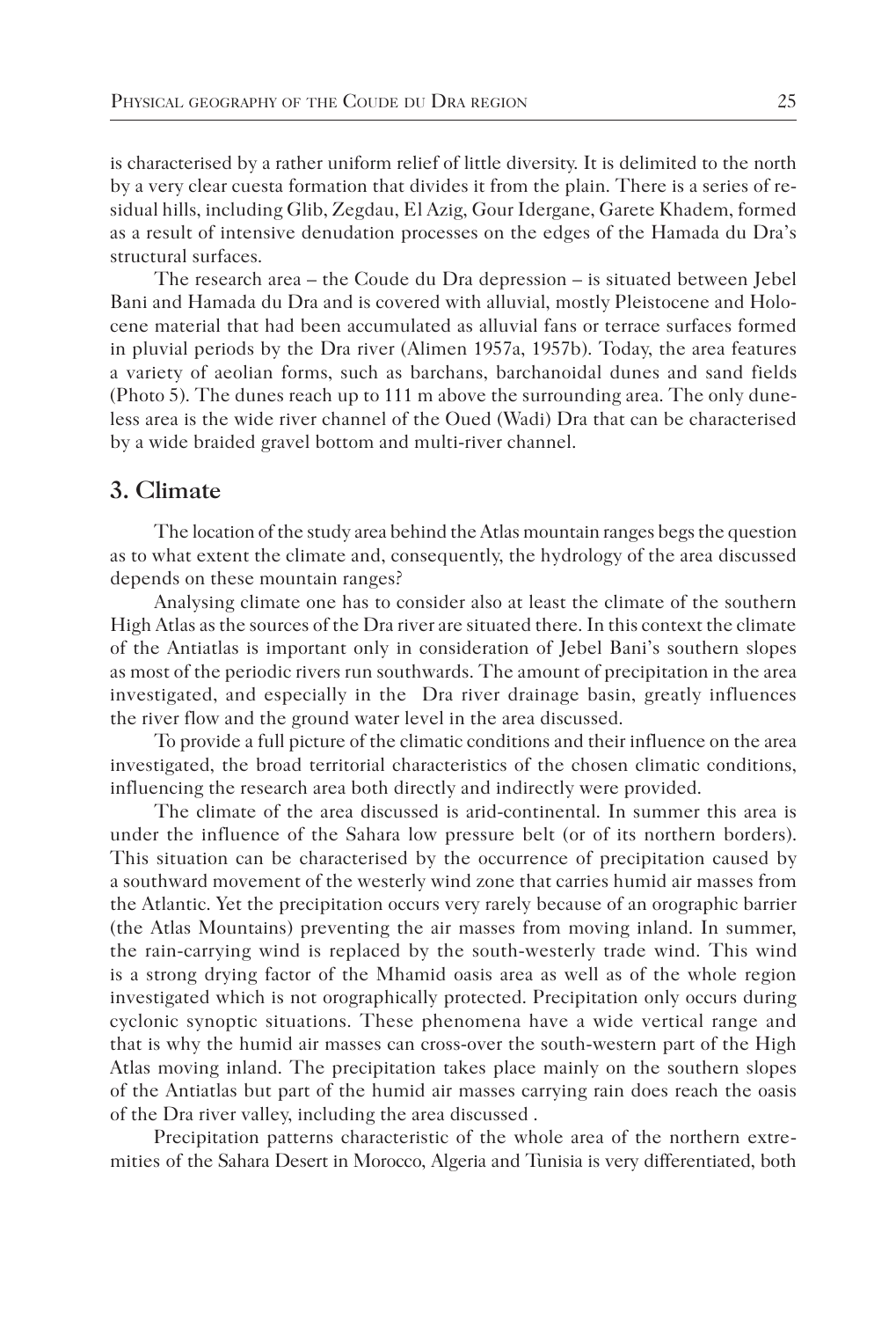is characterised by a rather uniform relief of little diversity. It is delimited to the north by a very clear cuesta formation that divides it from the plain. There is a series of residual hills, including Glib, Zegdau, El Azig, Gour Idergane, Garete Khadem, formed as a result of intensive denudation processes on the edges of the Hamada du Dra's structural surfaces.

The research area – the Coude du Dra depression – is situated between Jebel Bani and Hamada du Dra and is covered with alluvial, mostly Pleistocene and Holocene material that had been accumulated as alluvial fans or terrace surfaces formed in pluvial periods by the Dra river (Alimen 1957a, 1957b). Today, the area features a variety of aeolian forms, such as barchans, barchanoidal dunes and sand fields (Photo 5). The dunes reach up to 111 m above the surrounding area. The only duneless area is the wide river channel of the Oued (Wadi) Dra that can be characterised by a wide braided gravel bottom and multi-river channel.

## 3. Climate

The location of the study area behind the Atlas mountain ranges begs the question as to what extent the climate and, consequently, the hydrology of the area discussed depends on these mountain ranges?

Analysing climate one has to consider also at least the climate of the southern High Atlas as the sources of the Dra river are situated there. In this context the climate of the Antiatlas is important only in consideration of Jebel Bani's southern slopes as most of the periodic rivers run southwards. The amount of precipitation in the area investigated, and especially in the Dra river drainage basin, greatly influences the river flow and the ground water level in the area discussed.

To provide a full picture of the climatic conditions and their influence on the area investigated, the broad territorial characteristics of the chosen climatic conditions, influencing the research area both directly and indirectly were provided.

The climate of the area discussed is arid-continental. In summer this area is under the influence of the Sahara low pressure belt (or of its northern borders). This situation can be characterised by the occurrence of precipitation caused by a southward movement of the westerly wind zone that carries humid air masses from the Atlantic. Yet the precipitation occurs very rarely because of an orographic barrier (the Atlas Mountains) preventing the air masses from moving inland. In summer, the rain-carrying wind is replaced by the south-westerly trade wind. This wind is a strong drying factor of the Mhamid oasis area as well as of the whole region investigated which is not orographically protected. Precipitation only occurs during cyclonic synoptic situations. These phenomena have a wide vertical range and that is why the humid air masses can cross-over the south-western part of the High Atlas moving inland. The precipitation takes place mainly on the southern slopes of the Antiatlas but part of the humid air masses carrying rain does reach the oasis of the Dra river valley, including the area discussed .

Precipitation patterns characteristic of the whole area of the northern extremities of the Sahara Desert in Morocco, Algeria and Tunisia is very differentiated, both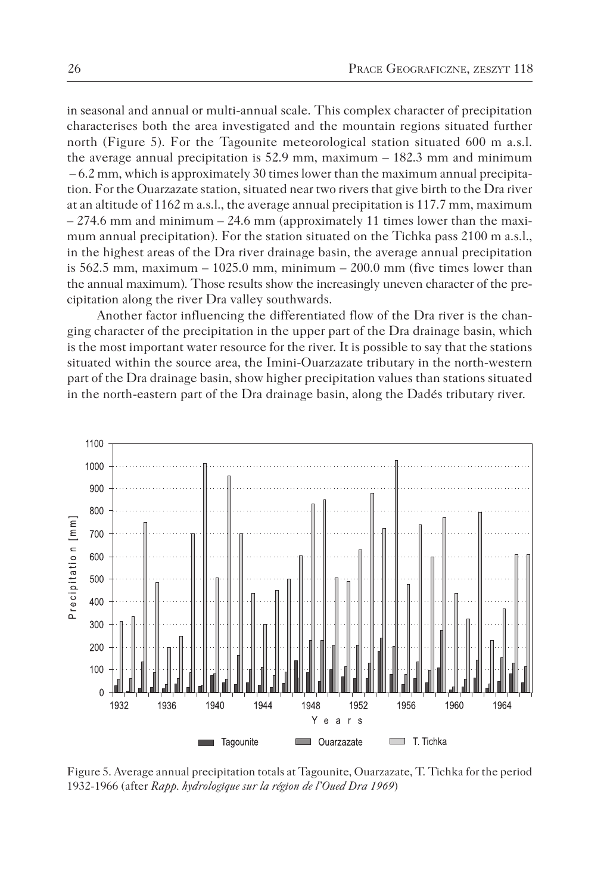in seasonal and annual or multi-annual scale. This complex character of precipitation characterises both the area investigated and the mountain regions situated further north (Figure 5). For the Tagounite meteorological station situated 600 m a.s.l. the average annual precipitation is 52.9 mm, maximum – 182.3 mm and minimum – 6.2 mm, which is approximately 30 times lower than the maximum annual precipitation. For the Ouarzazate station, situated near two rivers that give birth to the Dra river at an altitude of 1162 m a.s.l., the average annual precipitation is 117.7 mm, maximum – 274.6 mm and minimum – 24.6 mm (approximately 11 times lower than the maximum annual precipitation). For the station situated on the Tichka pass 2100 m a.s.l., in the highest areas of the Dra river drainage basin, the average annual precipitation is 562.5 mm, maximum – 1025.0 mm, minimum – 200.0 mm (five times lower than the annual maximum). Those results show the increasingly uneven character of the precipitation along the river Dra valley southwards.

Another factor influencing the differentiated flow of the Dra river is the changing character of the precipitation in the upper part of the Dra drainage basin, which is the most important water resource for the river. It is possible to say that the stations situated within the source area, the Imini-Ouarzazate tributary in the north-western part of the Dra drainage basin, show higher precipitation values than stations situated in the north-eastern part of the Dra drainage basin, along the Dadés tributary river.

Figure 5. Average annual precipitation totals at Tagounite, Ouarzazate, T. Tichka for the period 1932-1966 (after *Rapp. hydrologique sur la région de l'Oued Dra 1969*)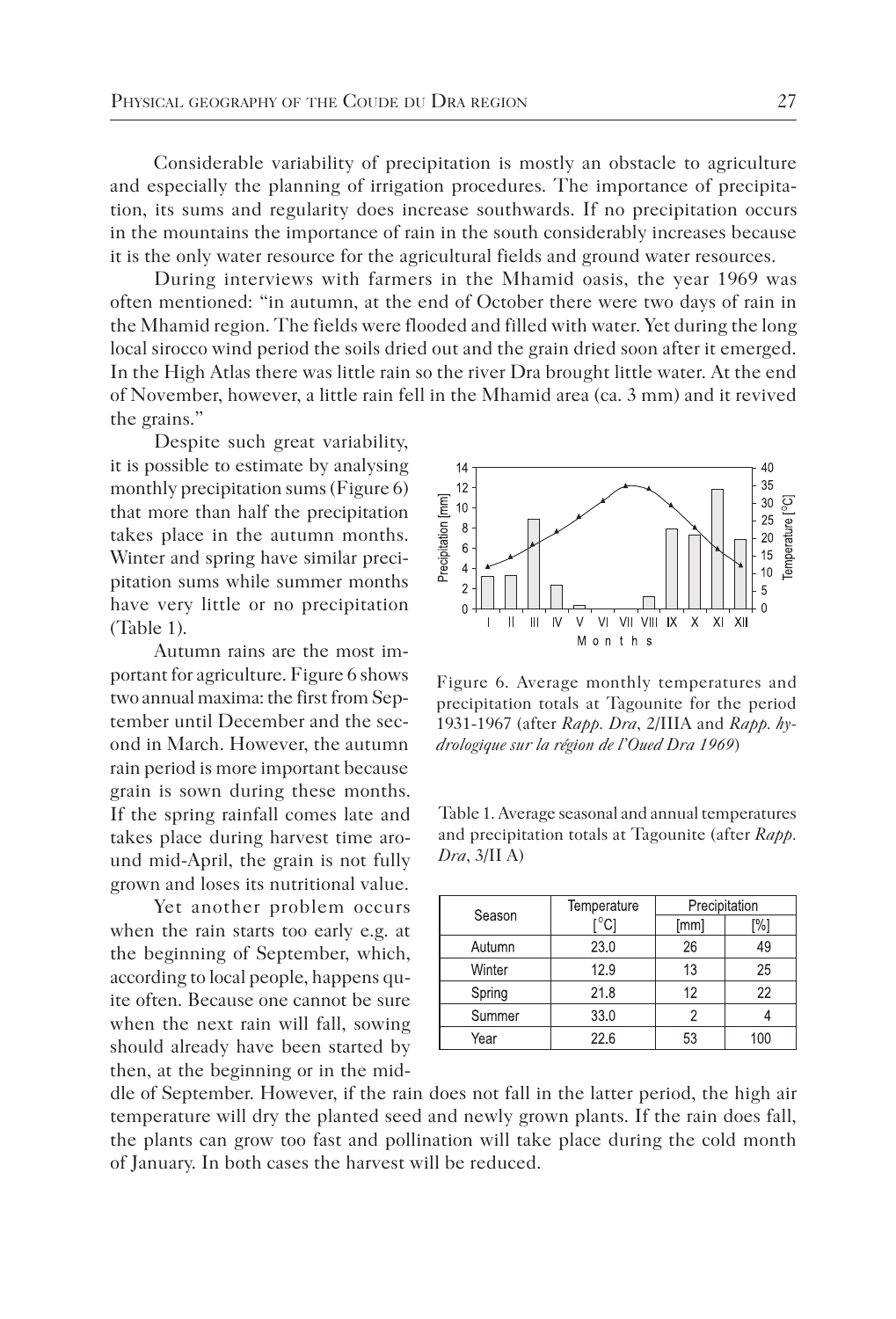Considerable variability of precipitation is mostly an obstacle to agriculture and especially the planning of irrigation procedures. The importance of precipitation, its sums and regularity does increase southwards. If no precipitation occurs in the mountains the importance of rain in the south considerably increases because it is the only water resource for the agricultural fields and ground water resources.

During interviews with farmers in the Mhamid oasis, the year 1969 was often mentioned: "in autumn, at the end of October there were two days of rain in the Mhamid region. The fields were flooded and filled with water. Yet during the long local sirocco wind period the soils dried out and the grain dried soon after it emerged. In the High Atlas there was little rain so the river Dra brought little water. At the end of November, however, a little rain fell in the Mhamid area (ca. 3 mm) and it revived the grains."

Despite such great variability, it is possible to estimate by analysing monthly precipitation sums (Figure 6) that more than half the precipitation takes place in the autumn months. Winter and spring have similar precipitation sums while summer months have very little or no precipitation (Table 1).

Autumn rains are the most important for agriculture. Figure 6 shows two annual maxima: the first from September until December and the second in March. However, the autumn rain period is more important because grain is sown during these months. If the spring rainfall comes late and takes place during harvest time around mid-April, the grain is not fully grown and loses its nutritional value.

Yet another problem occurs when the rain starts too early e.g. at the beginning of September, which, according to local people, happens quite often. Because one cannot be sure when the next rain will fall, sowing should already have been started by then, at the beginning or in the middle of September. However, if the rain does not fall in the latter period, the high air temperature will dry the planted seed and newly grown plants. If the rain does fall, the plants can grow too fast and pollination will take place during the cold month of January. In both cases the harvest will be reduced.

Figure 6. Average monthly temperatures and precipitation totals at Tagounite for the period 1931-1967 (after *Rapp. Dra*, 2/IIIA and *Rapp. hydrologique sur la région de l'Oued Dra 1969*)

Table 1. Average seasonal and annual temperatures and precipitation totals at Tagounite (after *Rapp. Dra*, 3/II A)

| Season | Temperature [°C] | Precipitation [mm] | Precipitation [%] |
|---|---|---|---|
| Autumn | 23.0 | 26 | 49 |
| Winter | 12.9 | 13 | 25 |
| Spring | 21.8 | 12 | 22 |
| Summer | 33.0 | 2 | 4 |
| Year | 22.6 | 53 | 100 |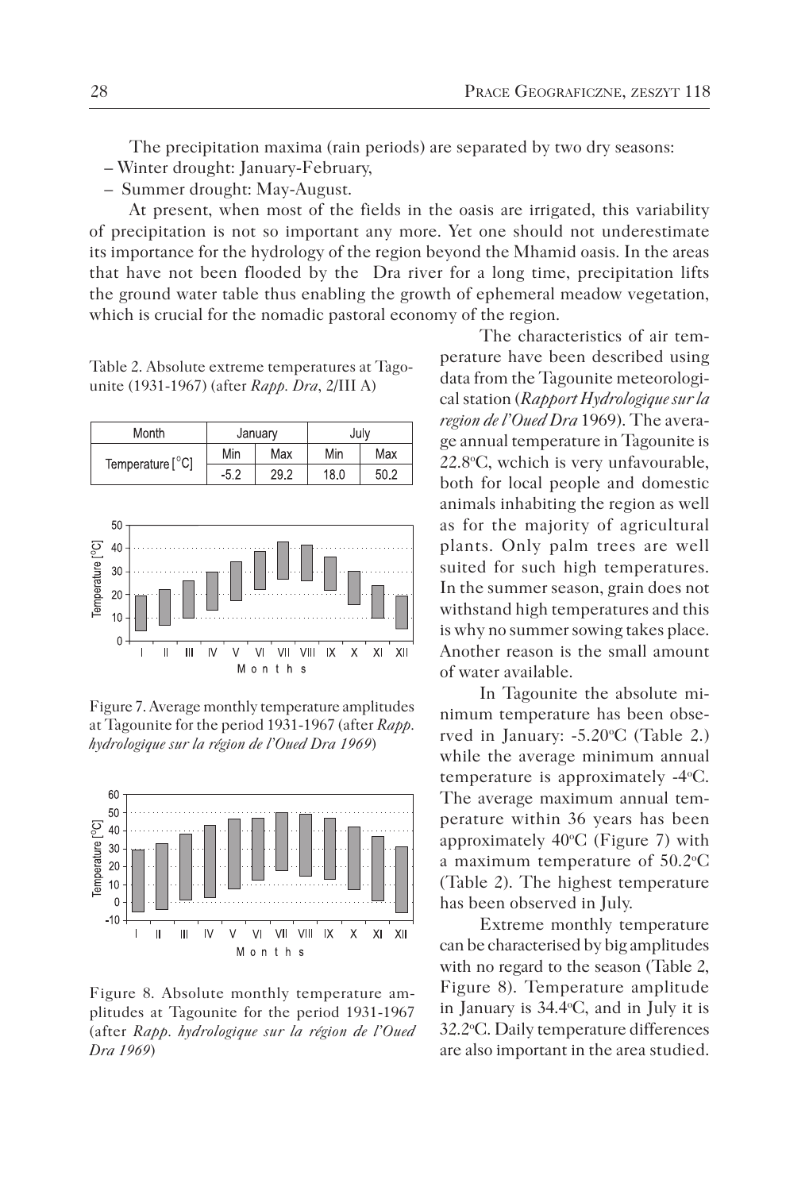The precipitation maxima (rain periods) are separated by two dry seasons:

– Winter drought: January-February,

– Summer drought: May-August.

At present, when most of the fields in the oasis are irrigated, this variability of precipitation is not so important any more. Yet one should not underestimate its importance for the hydrology of the region beyond the Mhamid oasis. In the areas that have not been flooded by the Dra river for a long time, precipitation lifts the ground water table thus enabling the growth of ephemeral meadow vegetation, which is crucial for the nomadic pastoral economy of the region.

Table 2. Absolute extreme temperatures at Tagounite (1931-1967) (after *Rapp. Dra*, 2/III A)

| Month | January | | July | |
|---|---|---|---|---|
| Temperature [°C] | Min | Max | Min | Max |
| | -5.2 | 29.2 | 18.0 | 50.2 |

Figure 7. Average monthly temperature amplitudes at Tagounite for the period 1931-1967 (after *Rapp. hydrologique sur la région de l'Oued Dra 1969*)

Figure 8. Absolute monthly temperature amplitudes at Tagounite for the period 1931-1967 (after *Rapp. hydrologique sur la région de l'Oued Dra 1969*)

The characteristics of air temperature have been described using data from the Tagounite meteorological station (*Rapport Hydrologique sur la region de l'Oued Dra* 1969). The average annual temperature in Tagounite is 22.8°C, wchich is very unfavourable, both for local people and domestic animals inhabiting the region as well as for the majority of agricultural plants. Only palm trees are well suited for such high temperatures. In the summer season, grain does not withstand high temperatures and this is why no summer sowing takes place. Another reason is the small amount of water available.

In Tagounite the absolute minimum temperature has been observed in January: -5.20°C (Table 2.) while the average minimum annual temperature is approximately -4°C. The average maximum annual temperature within 36 years has been approximately 40°C (Figure 7) with a maximum temperature of 50.2°C (Table 2). The highest temperature has been observed in July.

Extreme monthly temperature can be characterised by big amplitudes with no regard to the season (Table 2, Figure 8). Temperature amplitude in January is 34.4°C, and in July it is 32.2°C. Daily temperature differences are also important in the area studied.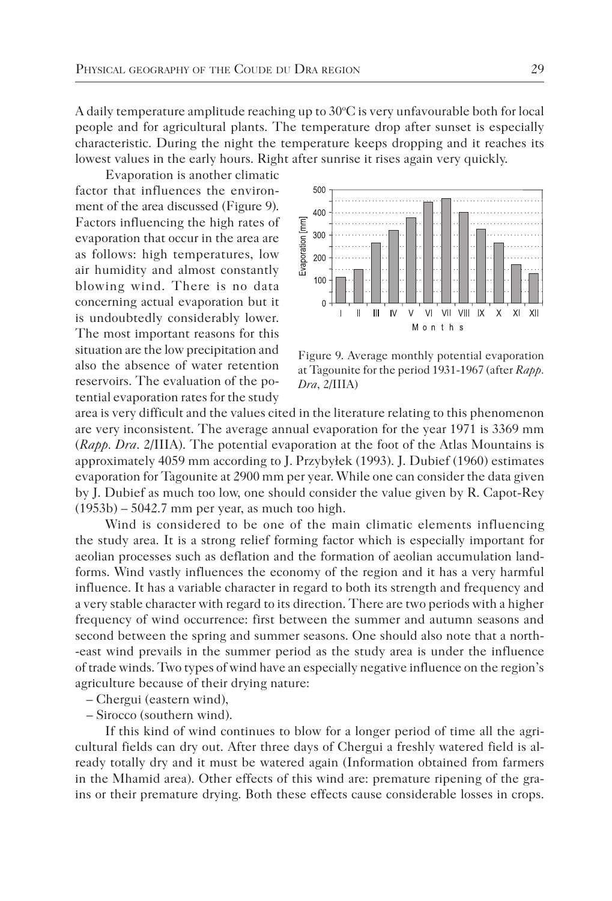A daily temperature amplitude reaching up to 30°C is very unfavourable both for local people and for agricultural plants. The temperature drop after sunset is especially characteristic. During the night the temperature keeps dropping and it reaches its lowest values in the early hours. Right after sunrise it rises again very quickly.

Evaporation is another climatic factor that influences the environment of the area discussed (Figure 9). Factors influencing the high rates of evaporation that occur in the area are as follows: high temperatures, low air humidity and almost constantly blowing wind. There is no data concerning actual evaporation but it is undoubtedly considerably lower. The most important reasons for this situation are the low precipitation and also the absence of water retention reservoirs. The evaluation of the potential evaporation rates for the study area is very difficult and the values cited in the literature relating to this phenomenon are very inconsistent. The average annual evaporation for the year 1971 is 3369 mm (*Rapp. Dra*. 2/IIIA). The potential evaporation at the foot of the Atlas Mountains is approximately 4059 mm according to J. Przybyłek (1993). J. Dubief (1960) estimates evaporation for Tagounite at 2900 mm per year. While one can consider the data given by J. Dubief as much too low, one should consider the value given by R. Capot-Rey (1953b) – 5042.7 mm per year, as much too high.

Figure 9. Average monthly potential evaporation at Tagounite for the period 1931-1967 (after *Rapp. Dra*, 2/IIIA)

Wind is considered to be one of the main climatic elements influencing the study area. It is a strong relief forming factor which is especially important for aeolian processes such as deflation and the formation of aeolian accumulation landforms. Wind vastly influences the economy of the region and it has a very harmful influence. It has a variable character in regard to both its strength and frequency and a very stable character with regard to its direction. There are two periods with a higher frequency of wind occurrence: first between the summer and autumn seasons and second between the spring and summer seasons. One should also note that a north-east wind prevails in the summer period as the study area is under the influence of trade winds. Two types of wind have an especially negative influence on the region's agriculture because of their drying nature:

– Chergui (eastern wind),
– Sirocco (southern wind).

If this kind of wind continues to blow for a longer period of time all the agricultural fields can dry out. After three days of Chergui a freshly watered field is already totally dry and it must be watered again (Information obtained from farmers in the Mhamid area). Other effects of this wind are: premature ripening of the grains or their premature drying. Both these effects cause considerable losses in crops.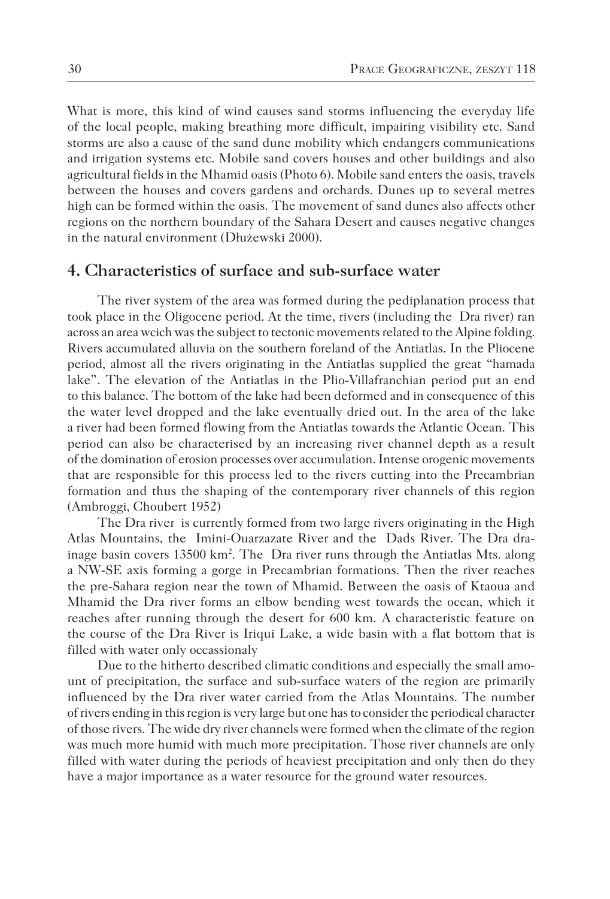What is more, this kind of wind causes sand storms influencing the everyday life of the local people, making breathing more difficult, impairing visibility etc. Sand storms are also a cause of the sand dune mobility which endangers communications and irrigation systems etc. Mobile sand covers houses and other buildings and also agricultural fields in the Mhamid oasis (Photo 6). Mobile sand enters the oasis, travels between the houses and covers gardens and orchards. Dunes up to several metres high can be formed within the oasis. The movement of sand dunes also affects other regions on the northern boundary of the Sahara Desert and causes negative changes in the natural environment (Dłużewski 2000).

## 4. Characteristics of surface and sub-surface water

The river system of the area was formed during the pediplanation process that took place in the Oligocene period. At the time, rivers (including the Dra river) ran across an area wcich was the subject to tectonic movements related to the Alpine folding. Rivers accumulated alluvia on the southern foreland of the Antiatlas. In the Pliocene period, almost all the rivers originating in the Antiatlas supplied the great "hamada lake". The elevation of the Antiatlas in the Plio-Villafranchian period put an end to this balance. The bottom of the lake had been deformed and in consequence of this the water level dropped and the lake eventually dried out. In the area of the lake a river had been formed flowing from the Antiatlas towards the Atlantic Ocean. This period can also be characterised by an increasing river channel depth as a result of the domination of erosion processes over accumulation. Intense orogenic movements that are responsible for this process led to the rivers cutting into the Precambrian formation and thus the shaping of the contemporary river channels of this region (Ambroggi, Choubert 1952)

The Dra river is currently formed from two large rivers originating in the High Atlas Mountains, the Imini-Ouarzazate River and the Dads River. The Dra drainage basin covers 13500 km$^2$. The Dra river runs through the Antiatlas Mts. along a NW-SE axis forming a gorge in Precambrian formations. Then the river reaches the pre-Sahara region near the town of Mhamid. Between the oasis of Ktaoua and Mhamid the Dra river forms an elbow bending west towards the ocean, which it reaches after running through the desert for 600 km. A characteristic feature on the course of the Dra River is Iriqui Lake, a wide basin with a flat bottom that is filled with water only occassionaly

Due to the hitherto described climatic conditions and especially the small amount of precipitation, the surface and sub-surface waters of the region are primarily influenced by the Dra river water carried from the Atlas Mountains. The number of rivers ending in this region is very large but one has to consider the periodical character of those rivers. The wide dry river channels were formed when the climate of the region was much more humid with much more precipitation. Those river channels are only filled with water during the periods of heaviest precipitation and only then do they have a major importance as a water resource for the ground water resources.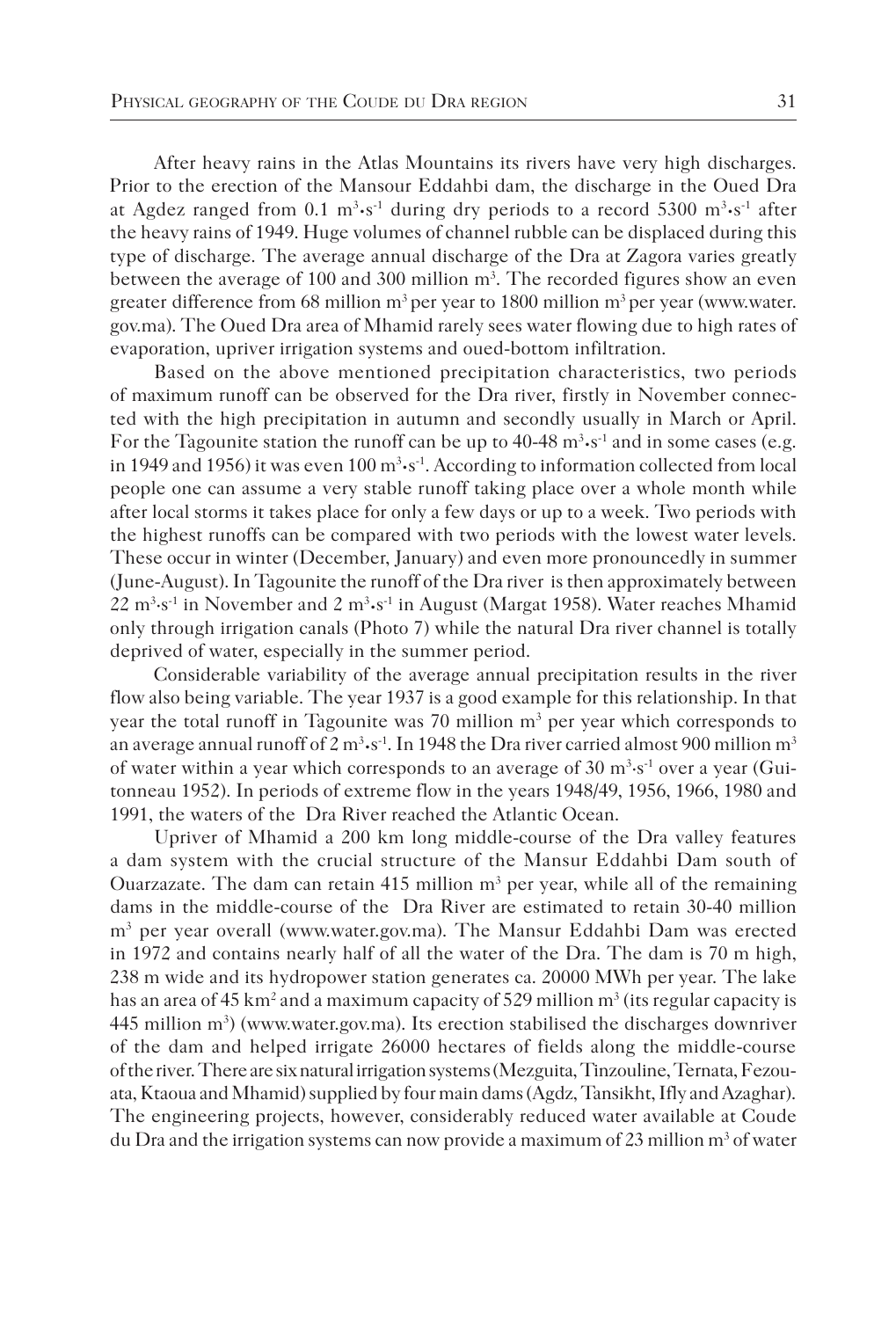After heavy rains in the Atlas Mountains its rivers have very high discharges. Prior to the erection of the Mansour Eddahbi dam, the discharge in the Oued Dra at Agdez ranged from 0.1 $m^3 \cdot s^{-1}$ during dry periods to a record 5300 $m^3 \cdot s^{-1}$ after the heavy rains of 1949. Huge volumes of channel rubble can be displaced during this type of discharge. The average annual discharge of the Dra at Zagora varies greatly between the average of 100 and 300 million $m^3$. The recorded figures show an even greater difference from 68 million $m^3$ per year to 1800 million $m^3$ per year (www.water.gov.ma). The Oued Dra area of Mhamid rarely sees water flowing due to high rates of evaporation, upriver irrigation systems and oued-bottom infiltration.

Based on the above mentioned precipitation characteristics, two periods of maximum runoff can be observed for the Dra river, firstly in November connected with the high precipitation in autumn and secondly usually in March or April. For the Tagounite station the runoff can be up to 40-48 $m^3 \cdot s^{-1}$ and in some cases (e.g. in 1949 and 1956) it was even 100 $m^3 \cdot s^{-1}$. According to information collected from local people one can assume a very stable runoff taking place over a whole month while after local storms it takes place for only a few days or up to a week. Two periods with the highest runoffs can be compared with two periods with the lowest water levels. These occur in winter (December, January) and even more pronouncedly in summer (June-August). In Tagounite the runoff of the Dra river is then approximately between 22 $m^3 \cdot s^{-1}$ in November and 2 $m^3 \cdot s^{-1}$ in August (Margat 1958). Water reaches Mhamid only through irrigation canals (Photo 7) while the natural Dra river channel is totally deprived of water, especially in the summer period.

Considerable variability of the average annual precipitation results in the river flow also being variable. The year 1937 is a good example for this relationship. In that year the total runoff in Tagounite was 70 million $m^3$ per year which corresponds to an average annual runoff of 2 $m^3 \cdot s^{-1}$. In 1948 the Dra river carried almost 900 million $m^3$ of water within a year which corresponds to an average of 30 $m^3 \cdot s^{-1}$ over a year (Guitonneau 1952). In periods of extreme flow in the years 1948/49, 1956, 1966, 1980 and 1991, the waters of the Dra River reached the Atlantic Ocean.

Upriver of Mhamid a 200 km long middle-course of the Dra valley features a dam system with the crucial structure of the Mansur Eddahbi Dam south of Ouarzazate. The dam can retain 415 million $m^3$ per year, while all of the remaining dams in the middle-course of the Dra River are estimated to retain 30-40 million $m^3$ per year overall (www.water.gov.ma). The Mansur Eddahbi Dam was erected in 1972 and contains nearly half of all the water of the Dra. The dam is 70 m high, 238 m wide and its hydropower station generates ca. 20000 MWh per year. The lake has an area of 45 $km^2$ and a maximum capacity of 529 million $m^3$ (its regular capacity is 445 million $m^3$) (www.water.gov.ma). Its erection stabilised the discharges downriver of the dam and helped irrigate 26000 hectares of fields along the middle-course of the river. There are six natural irrigation systems (Mezguita, Tinzouline, Ternata, Fezouata, Ktaoua and Mhamid) supplied by four main dams (Agdz, Tansikht, Ifly and Azaghar). The engineering projects, however, considerably reduced water available at Coude du Dra and the irrigation systems can now provide a maximum of 23 million $m^3$ of water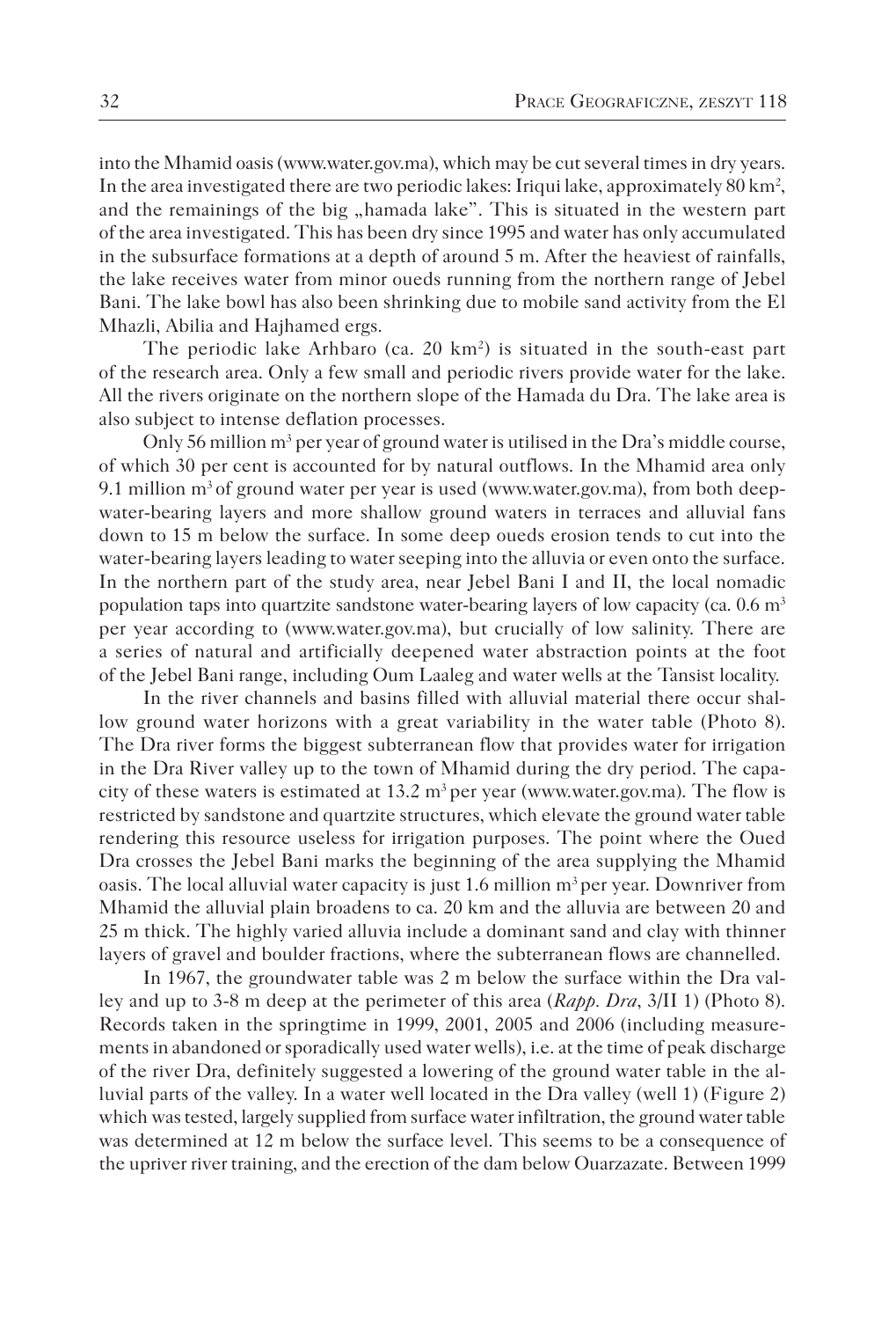into the Mhamid oasis (www.water.gov.ma), which may be cut several times in dry years. In the area investigated there are two periodic lakes: Iriqui lake, approximately 80 km$^2$, and the remainings of the big „hamada lake". This is situated in the western part of the area investigated. This has been dry since 1995 and water has only accumulated in the subsurface formations at a depth of around 5 m. After the heaviest of rainfalls, the lake receives water from minor oueds running from the northern range of Jebel Bani. The lake bowl has also been shrinking due to mobile sand activity from the El Mhazli, Abilia and Hajhamed ergs.

The periodic lake Arhbaro (ca. 20 km$^2$) is situated in the south-east part of the research area. Only a few small and periodic rivers provide water for the lake. All the rivers originate on the northern slope of the Hamada du Dra. The lake area is also subject to intense deflation processes.

Only 56 million m$^3$ per year of ground water is utilised in the Dra's middle course, of which 30 per cent is accounted for by natural outflows. In the Mhamid area only 9.1 million m$^3$ of ground water per year is used (www.water.gov.ma), from both deep-water-bearing layers and more shallow ground waters in terraces and alluvial fans down to 15 m below the surface. In some deep oueds erosion tends to cut into the water-bearing layers leading to water seeping into the alluvia or even onto the surface. In the northern part of the study area, near Jebel Bani I and II, the local nomadic population taps into quartzite sandstone water-bearing layers of low capacity (ca. 0.6 m$^3$ per year according to (www.water.gov.ma), but crucially of low salinity. There are a series of natural and artificially deepened water abstraction points at the foot of the Jebel Bani range, including Oum Laaleg and water wells at the Tansist locality.

In the river channels and basins filled with alluvial material there occur shallow ground water horizons with a great variability in the water table (Photo 8). The Dra river forms the biggest subterranean flow that provides water for irrigation in the Dra River valley up to the town of Mhamid during the dry period. The capacity of these waters is estimated at 13.2 m$^3$ per year (www.water.gov.ma). The flow is restricted by sandstone and quartzite structures, which elevate the ground water table rendering this resource useless for irrigation purposes. The point where the Oued Dra crosses the Jebel Bani marks the beginning of the area supplying the Mhamid oasis. The local alluvial water capacity is just 1.6 million m$^3$ per year. Downriver from Mhamid the alluvial plain broadens to ca. 20 km and the alluvia are between 20 and 25 m thick. The highly varied alluvia include a dominant sand and clay with thinner layers of gravel and boulder fractions, where the subterranean flows are channelled.

In 1967, the groundwater table was 2 m below the surface within the Dra valley and up to 3-8 m deep at the perimeter of this area (*Rapp. Dra*, 3/II 1) (Photo 8). Records taken in the springtime in 1999, 2001, 2005 and 2006 (including measurements in abandoned or sporadically used water wells), i.e. at the time of peak discharge of the river Dra, definitely suggested a lowering of the ground water table in the alluvial parts of the valley. In a water well located in the Dra valley (well 1) (Figure 2) which was tested, largely supplied from surface water infiltration, the ground water table was determined at 12 m below the surface level. This seems to be a consequence of the upriver river training, and the erection of the dam below Ouarzazate. Between 1999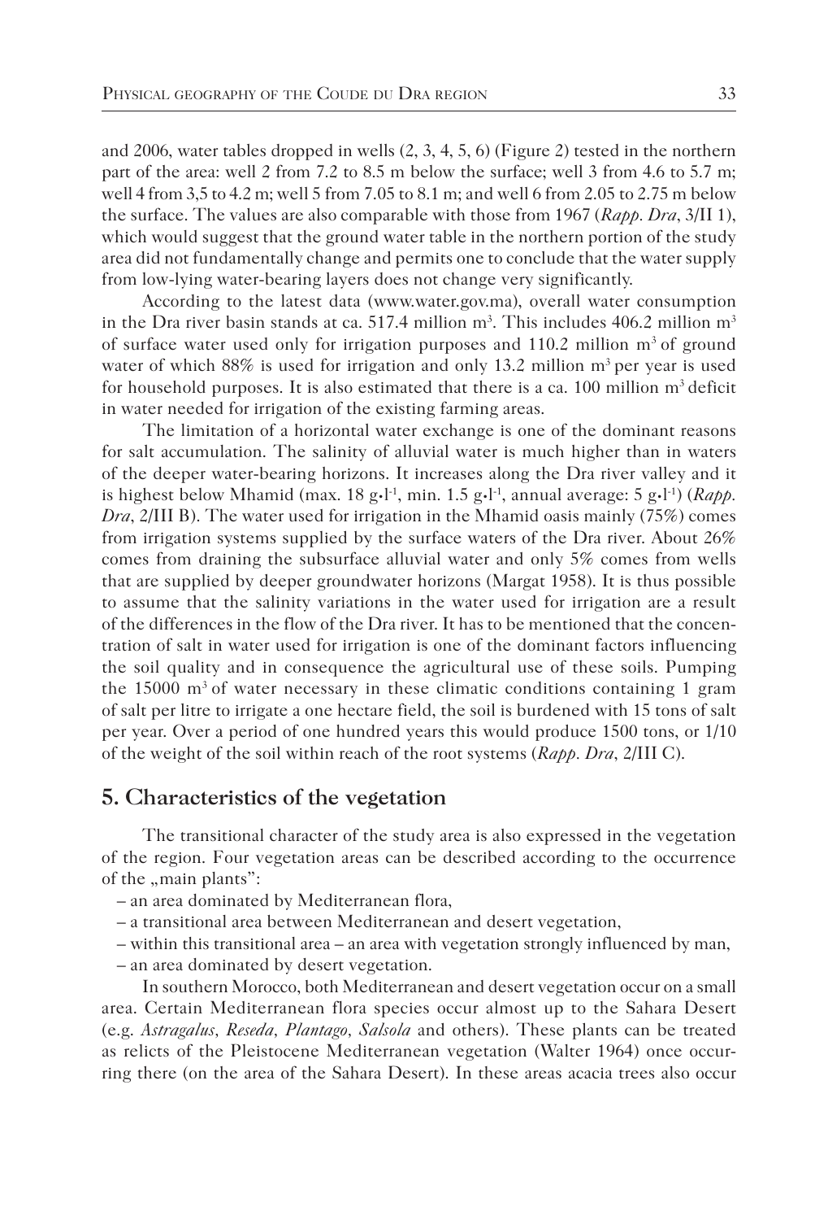and 2006, water tables dropped in wells (2, 3, 4, 5, 6) (Figure 2) tested in the northern part of the area: well 2 from 7.2 to 8.5 m below the surface; well 3 from 4.6 to 5.7 m; well 4 from 3,5 to 4.2 m; well 5 from 7.05 to 8.1 m; and well 6 from 2.05 to 2.75 m below the surface. The values are also comparable with those from 1967 (*Rapp. Dra*, 3/II 1), which would suggest that the ground water table in the northern portion of the study area did not fundamentally change and permits one to conclude that the water supply from low-lying water-bearing layers does not change very significantly.

According to the latest data (www.water.gov.ma), overall water consumption in the Dra river basin stands at ca. 517.4 million $m^3$. This includes 406.2 million $m^3$ of surface water used only for irrigation purposes and 110.2 million $m^3$ of ground water of which 88% is used for irrigation and only 13.2 million $m^3$ per year is used for household purposes. It is also estimated that there is a ca. 100 million $m^3$ deficit in water needed for irrigation of the existing farming areas.

The limitation of a horizontal water exchange is one of the dominant reasons for salt accumulation. The salinity of alluvial water is much higher than in waters of the deeper water-bearing horizons. It increases along the Dra river valley and it is highest below Mhamid (max. 18 $g \cdot l^{-1}$, min. 1.5 $g \cdot l^{-1}$, annual average: 5 $g \cdot l^{-1}$) (*Rapp. Dra*, 2/III B). The water used for irrigation in the Mhamid oasis mainly (75%) comes from irrigation systems supplied by the surface waters of the Dra river. About 26% comes from draining the subsurface alluvial water and only 5% comes from wells that are supplied by deeper groundwater horizons (Margat 1958). It is thus possible to assume that the salinity variations in the water used for irrigation are a result of the differences in the flow of the Dra river. It has to be mentioned that the concentration of salt in water used for irrigation is one of the dominant factors influencing the soil quality and in consequence the agricultural use of these soils. Pumping the 15000 $m^3$ of water necessary in these climatic conditions containing 1 gram of salt per litre to irrigate a one hectare field, the soil is burdened with 15 tons of salt per year. Over a period of one hundred years this would produce 1500 tons, or 1/10 of the weight of the soil within reach of the root systems (*Rapp. Dra*, 2/III C).

## 5. Characteristics of the vegetation

The transitional character of the study area is also expressed in the vegetation of the region. Four vegetation areas can be described according to the occurrence of the „main plants":

– an area dominated by Mediterranean flora,
– a transitional area between Mediterranean and desert vegetation,
– within this transitional area – an area with vegetation strongly influenced by man,
– an area dominated by desert vegetation.

In southern Morocco, both Mediterranean and desert vegetation occur on a small area. Certain Mediterranean flora species occur almost up to the Sahara Desert (e.g. *Astragalus*, *Reseda*, *Plantago*, *Salsola* and others). These plants can be treated as relicts of the Pleistocene Mediterranean vegetation (Walter 1964) once occurring there (on the area of the Sahara Desert). In these areas acacia trees also occur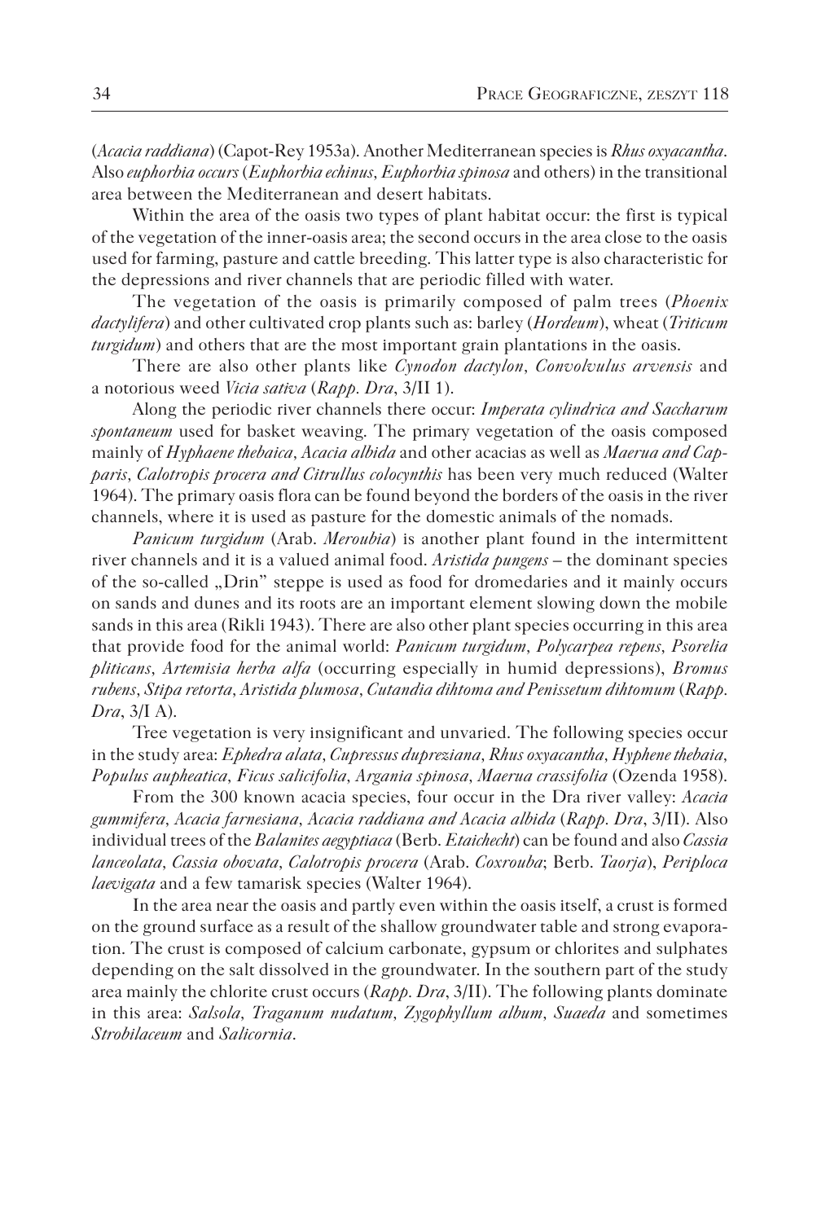(*Acacia raddiana*) (Capot-Rey 1953a). Another Mediterranean species is *Rhus oxyacantha*. Also *euphorbia occurs* (*Euphorbia echinus*, *Euphorbia spinosa* and others) in the transitional area between the Mediterranean and desert habitats.

Within the area of the oasis two types of plant habitat occur: the first is typical of the vegetation of the inner-oasis area; the second occurs in the area close to the oasis used for farming, pasture and cattle breeding. This latter type is also characteristic for the depressions and river channels that are periodic filled with water.

The vegetation of the oasis is primarily composed of palm trees (*Phoenix dactylifera*) and other cultivated crop plants such as: barley (*Hordeum*), wheat (*Triticum turgidum*) and others that are the most important grain plantations in the oasis.

There are also other plants like *Cynodon dactylon*, *Convolvulus arvensis* and a notorious weed *Vicia sativa* (*Rapp. Dra*, 3/II 1).

Along the periodic river channels there occur: *Imperata cylindrica and Saccharum spontaneum* used for basket weaving. The primary vegetation of the oasis composed mainly of *Hyphaene thebaica*, *Acacia albida* and other acacias as well as *Maerua and Capparis*, *Calotropis procera and Citrullus colocynthis* has been very much reduced (Walter 1964). The primary oasis flora can be found beyond the borders of the oasis in the river channels, where it is used as pasture for the domestic animals of the nomads.

*Panicum turgidum* (Arab. *Meroubia*) is another plant found in the intermittent river channels and it is a valued animal food. *Aristida pungens* – the dominant species of the so-called „Drin" steppe is used as food for dromedaries and it mainly occurs on sands and dunes and its roots are an important element slowing down the mobile sands in this area (Rikli 1943). There are also other plant species occurring in this area that provide food for the animal world: *Panicum turgidum*, *Polycarpea repens*, *Psorelia pliticans*, *Artemisia herba alfa* (occurring especially in humid depressions), *Bromus rubens*, *Stipa retorta*, *Aristida plumosa*, *Cutandia dihtoma and Penissetum dihtomum* (*Rapp. Dra*, 3/I A).

Tree vegetation is very insignificant and unvaried. The following species occur in the study area: *Ephedra alata*, *Cupressus dupreziana*, *Rhus oxyacantha*, *Hyphene thebaia*, *Populus aupheatica*, *Ficus salicifolia*, *Argania spinosa*, *Maerua crassifolia* (Ozenda 1958).

From the 300 known acacia species, four occur in the Dra river valley: *Acacia gummifera*, *Acacia farnesiana*, *Acacia raddiana and Acacia albida* (*Rapp. Dra*, 3/II). Also individual trees of the *Balanites aegyptiaca* (Berb. *Etaichecht*) can be found and also *Cassia lanceolata*, *Cassia obovata*, *Calotropis procera* (Arab. *Coxrouba*; Berb. *Taorja*), *Periploca laevigata* and a few tamarisk species (Walter 1964).

In the area near the oasis and partly even within the oasis itself, a crust is formed on the ground surface as a result of the shallow groundwater table and strong evaporation. The crust is composed of calcium carbonate, gypsum or chlorites and sulphates depending on the salt dissolved in the groundwater. In the southern part of the study area mainly the chlorite crust occurs (*Rapp. Dra*, 3/II). The following plants dominate in this area: *Salsola*, *Traganum nudatum*, *Zygophyllum album*, *Suaeda* and sometimes *Strobilaceum* and *Salicornia*.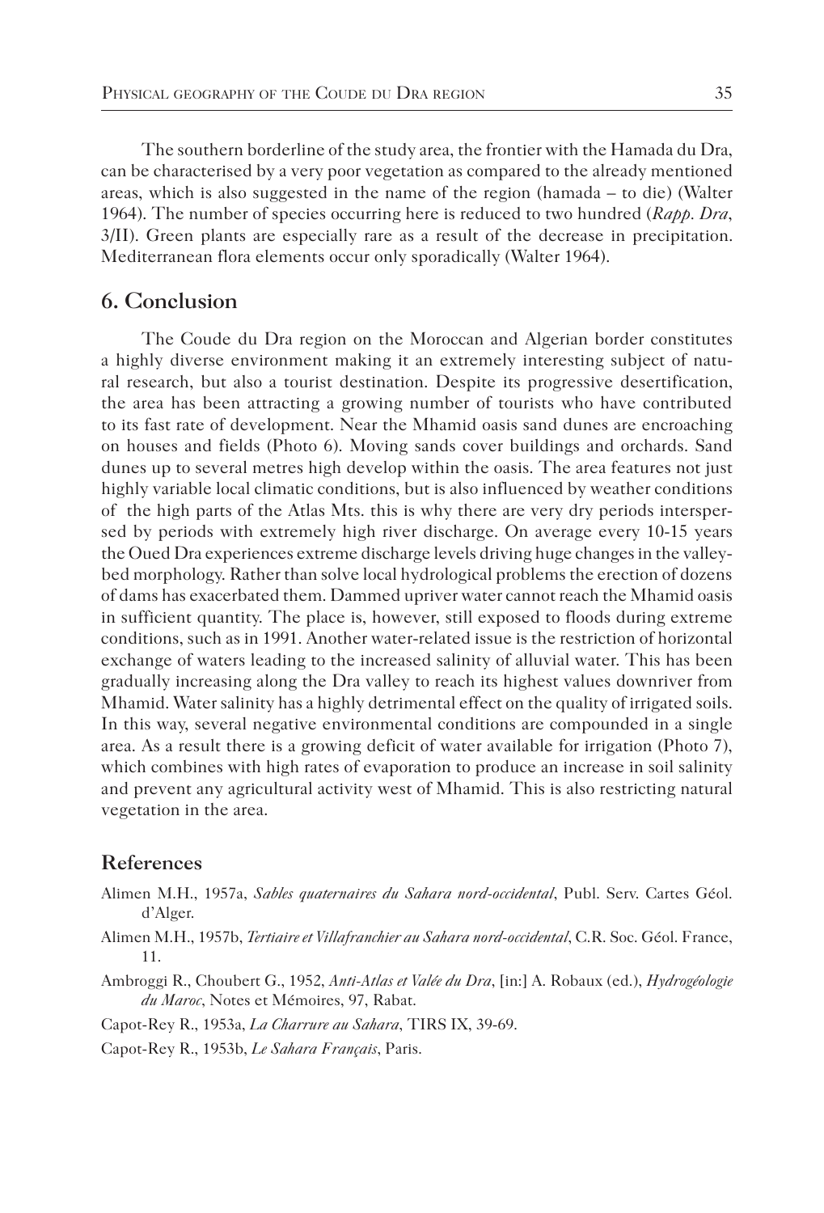The southern borderline of the study area, the frontier with the Hamada du Dra, can be characterised by a very poor vegetation as compared to the already mentioned areas, which is also suggested in the name of the region (hamada – to die) (Walter 1964). The number of species occurring here is reduced to two hundred (*Rapp. Dra*, 3/II). Green plants are especially rare as a result of the decrease in precipitation. Mediterranean flora elements occur only sporadically (Walter 1964).

## 6. Conclusion

The Coude du Dra region on the Moroccan and Algerian border constitutes a highly diverse environment making it an extremely interesting subject of natural research, but also a tourist destination. Despite its progressive desertification, the area has been attracting a growing number of tourists who have contributed to its fast rate of development. Near the Mhamid oasis sand dunes are encroaching on houses and fields (Photo 6). Moving sands cover buildings and orchards. Sand dunes up to several metres high develop within the oasis. The area features not just highly variable local climatic conditions, but is also influenced by weather conditions of the high parts of the Atlas Mts. this is why there are very dry periods interspersed by periods with extremely high river discharge. On average every 10-15 years the Oued Dra experiences extreme discharge levels driving huge changes in the valley-bed morphology. Rather than solve local hydrological problems the erection of dozens of dams has exacerbated them. Dammed upriver water cannot reach the Mhamid oasis in sufficient quantity. The place is, however, still exposed to floods during extreme conditions, such as in 1991. Another water-related issue is the restriction of horizontal exchange of waters leading to the increased salinity of alluvial water. This has been gradually increasing along the Dra valley to reach its highest values downriver from Mhamid. Water salinity has a highly detrimental effect on the quality of irrigated soils. In this way, several negative environmental conditions are compounded in a single area. As a result there is a growing deficit of water available for irrigation (Photo 7), which combines with high rates of evaporation to produce an increase in soil salinity and prevent any agricultural activity west of Mhamid. This is also restricting natural vegetation in the area.

## References

Alimen M.H., 1957a, *Sables quaternaires du Sahara nord-occidental*, Publ. Serv. Cartes Géol. d'Alger.

Alimen M.H., 1957b, *Tertiaire et Villafranchier au Sahara nord-occidental*, C.R. Soc. Géol. France, 11.

Ambroggi R., Choubert G., 1952, *Anti-Atlas et Valée du Dra*, [in:] A. Robaux (ed.), *Hydrogéologie du Maroc*, Notes et Mémoires, 97, Rabat.

Capot-Rey R., 1953a, *La Charrure au Sahara*, TIRS IX, 39-69.

Capot-Rey R., 1953b, *Le Sahara Français*, Paris.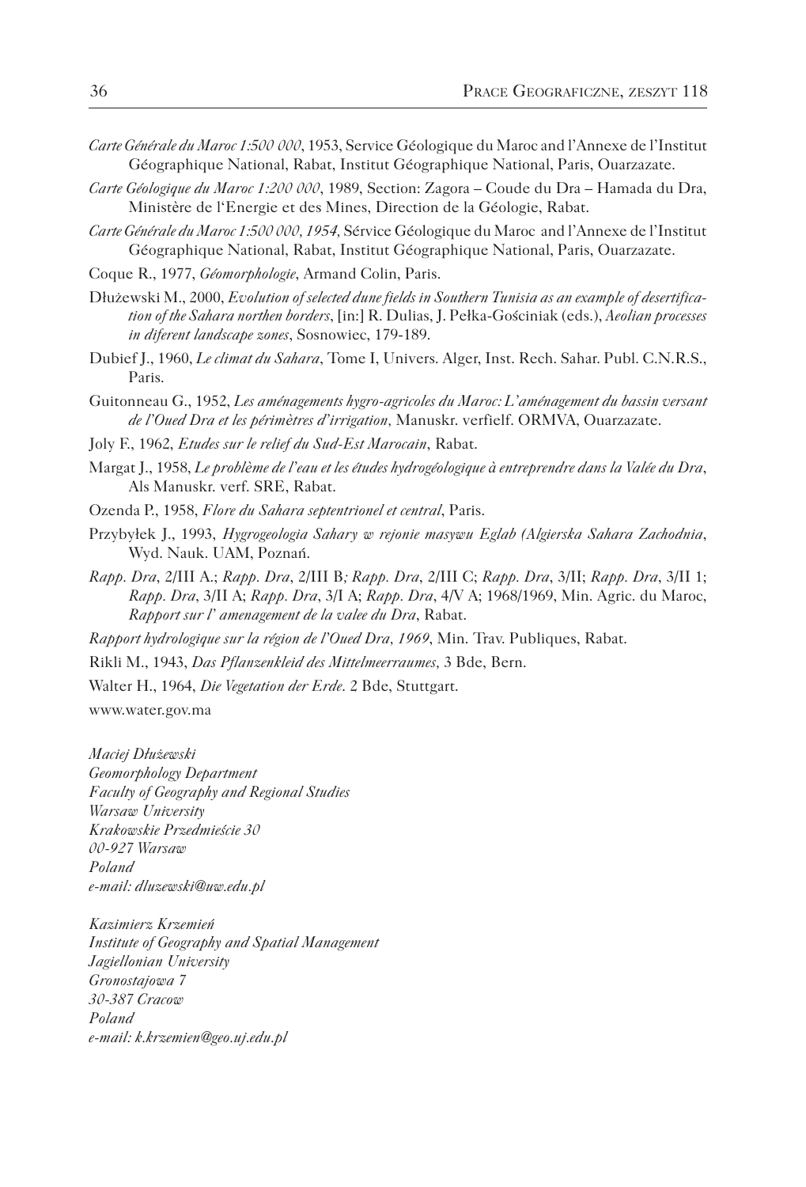*Carte Générale du Maroc 1:500 000*, 1953, Service Géologique du Maroc and l'Annexe de l'Institut Géographique National, Rabat, Institut Géographique National, Paris, Ouarzazate.

*Carte Géologique du Maroc 1:200 000*, 1989, Section: Zagora – Coude du Dra – Hamada du Dra, Ministère de l'Energie et des Mines, Direction de la Géologie, Rabat.

*Carte Générale du Maroc 1:500 000, 1954,* Sérvice Géologique du Maroc and l'Annexe de l'Institut Géographique National, Rabat, Institut Géographique National, Paris, Ouarzazate.

Coque R., 1977, *Géomorphologie*, Armand Colin, Paris.

Dłużewski M., 2000, *Evolution of selected dune fields in Southern Tunisia as an example of desertification of the Sahara northen borders*, [in:] R. Dulias, J. Pełka-Gościniak (eds.), *Aeolian processes in diferent landscape zones*, Sosnowiec, 179-189.

Dubief J., 1960, *Le climat du Sahara*, Tome I, Univers. Alger, Inst. Rech. Sahar. Publ. C.N.R.S., Paris.

Guitonneau G., 1952, *Les aménagements hygro-agricoles du Maroc: L'aménagement du bassin versant de l'Oued Dra et les périmètres d'irrigation,* Manuskr. verfielf. ORMVA, Ouarzazate.

Joly F., 1962, *Etudes sur le relief du Sud-Est Marocain*, Rabat.

Margat J., 1958, *Le problème de l'eau et les études hydrogéologique à entreprendre dans la Valée du Dra*, Als Manuskr. verf. SRE, Rabat.

Ozenda P., 1958, *Flore du Sahara septentrionel et central*, Paris.

Przybyłek J., 1993, *Hygrogeologia Sahary w rejonie masywu Eglab (Algierska Sahara Zachodnia*, Wyd. Nauk. UAM, Poznań.

*Rapp. Dra*, 2/III A.; *Rapp. Dra*, 2/III B*; Rapp. Dra*, 2/III C; *Rapp. Dra*, 3/II; *Rapp. Dra*, 3/II 1; *Rapp. Dra*, 3/II A; *Rapp. Dra*, 3/I A; *Rapp. Dra*, 4/V A; 1968/1969, Min. Agric. du Maroc, *Rapport sur l' amenagement de la valee du Dra*, Rabat.

*Rapport hydrologique sur la région de l'Oued Dra, 1969*, Min. Trav. Publiques, Rabat.

Rikli M., 1943, *Das Pflanzenkleid des Mittelmeerraumes*, 3 Bde, Bern.

Walter H., 1964, *Die Vegetation der Erde*. 2 Bde, Stuttgart.

www.water.gov.ma

*Maciej Dłużewski*
*Geomorphology Department*
*Faculty of Geography and Regional Studies*
*Warsaw University*
*Krakowskie Przedmieście 30*
*00-927 Warsaw*
*Poland*
*e-mail: dluzewski@uw.edu.pl*

*Kazimierz Krzemień*
*Institute of Geography and Spatial Management*
*Jagiellonian University*
*Gronostajowa 7*
*30-387 Cracow*
*Poland*
*e-mail: k.krzemien@geo.uj.edu.pl*